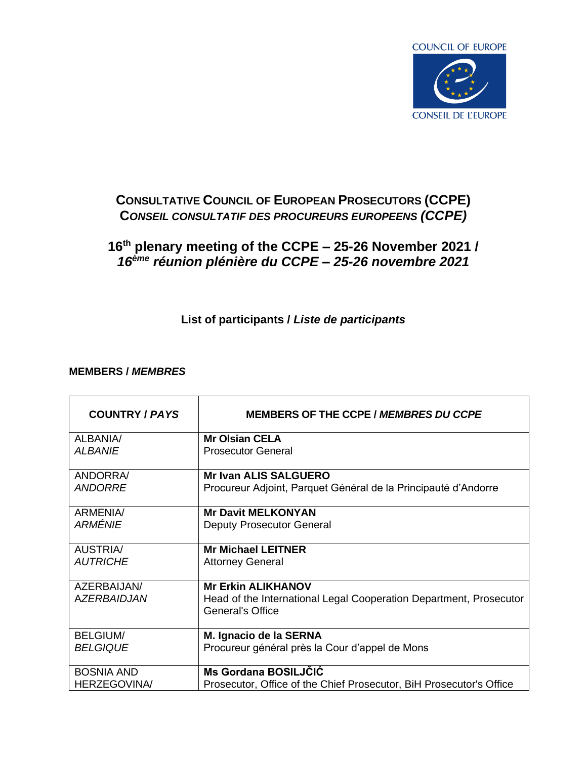COUNCIL OF EUROPE

CONSEIL DE L'EUROPE

# CONSULTATIVE COUNCIL OF EUROPEAN PROSECUTORS (CCPE)
# *CONSEIL CONSULTATIF DES PROCUREURS EUROPEENS (CCPE)*

## 16th plenary meeting of the CCPE – 25-26 November 2021 / *16ème réunion plénière du CCPE – 25-26 novembre 2021*

### List of participants / *Liste de participants*

**MEMBERS / *MEMBRES***

| COUNTRY / *PAYS* | MEMBERS OF THE CCPE / *MEMBRES DU CCPE* |
|---|---|
| ALBANIA/ *ALBANIE* | **Mr Olsian CELA** Prosecutor General |
| ANDORRA/ *ANDORRE* | **Mr Ivan ALIS SALGUERO** Procureur Adjoint, Parquet Général de la Principauté d'Andorre |
| ARMENIA/ *ARMÉNIE* | **Mr Davit MELKONYAN** Deputy Prosecutor General |
| AUSTRIA/ *AUTRICHE* | **Mr Michael LEITNER** Attorney General |
| AZERBAIJAN/ *AZERBAIDJAN* | **Mr Erkin ALIKHANOV** Head of the International Legal Cooperation Department, Prosecutor General's Office |
| BELGIUM/ *BELGIQUE* | **M. Ignacio de la SERNA** Procureur général près la Cour d'appel de Mons |
| BOSNIA AND HERZEGOVINA/ | **Ms Gordana BOSILJČIĆ** Prosecutor, Office of the Chief Prosecutor, BiH Prosecutor's Office |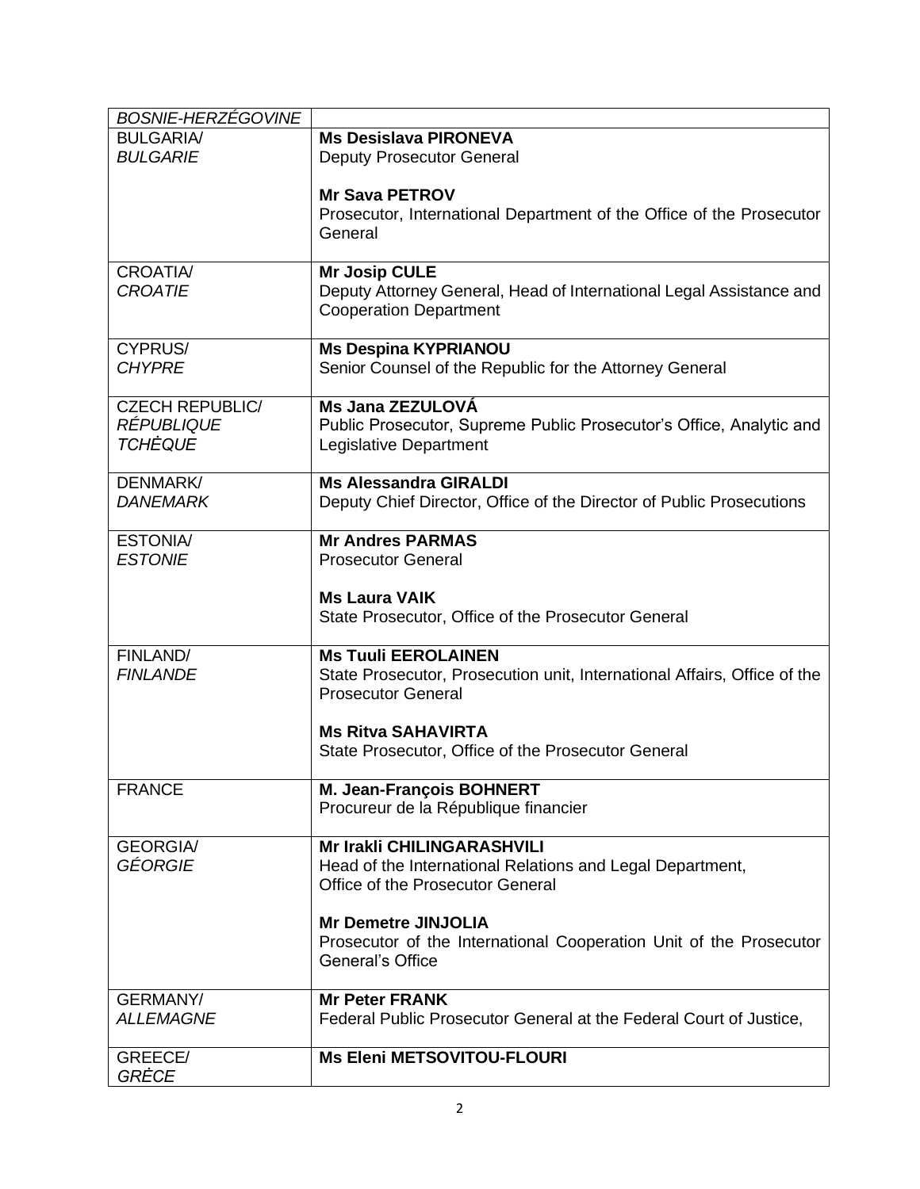| | |
|---|---|
| *BOSNIE-HERZÉGOVINE* | |
| BULGARIA/<br>*BULGARIE* | **Ms Desislava PIRONEVA**<br>Deputy Prosecutor General<br><br>**Mr Sava PETROV**<br>Prosecutor, International Department of the Office of the Prosecutor General |
| CROATIA/<br>*CROATIE* | **Mr Josip CULE**<br>Deputy Attorney General, Head of International Legal Assistance and Cooperation Department |
| CYPRUS/<br>*CHYPRE* | **Ms Despina KYPRIANOU**<br>Senior Counsel of the Republic for the Attorney General |
| CZECH REPUBLIC/<br>*RÉPUBLIQUE TCHÈQUE* | **Ms Jana ZEZULOVÁ**<br>Public Prosecutor, Supreme Public Prosecutor's Office, Analytic and Legislative Department |
| DENMARK/<br>*DANEMARK* | **Ms Alessandra GIRALDI**<br>Deputy Chief Director, Office of the Director of Public Prosecutions |
| ESTONIA/<br>*ESTONIE* | **Mr Andres PARMAS**<br>Prosecutor General<br><br>**Ms Laura VAIK**<br>State Prosecutor, Office of the Prosecutor General |
| FINLAND/<br>*FINLANDE* | **Ms Tuuli EEROLAINEN**<br>State Prosecutor, Prosecution unit, International Affairs, Office of the Prosecutor General<br><br>**Ms Ritva SAHAVIRTA**<br>State Prosecutor, Office of the Prosecutor General |
| FRANCE | **M. Jean-François BOHNERT**<br>Procureur de la République financier |
| GEORGIA/<br>*GÉORGIE* | **Mr Irakli CHILINGARASHVILI**<br>Head of the International Relations and Legal Department, Office of the Prosecutor General<br><br>**Mr Demetre JINJOLIA**<br>Prosecutor of the International Cooperation Unit of the Prosecutor General's Office |
| GERMANY/<br>*ALLEMAGNE* | **Mr Peter FRANK**<br>Federal Public Prosecutor General at the Federal Court of Justice, |
| GREECE/<br>*GRÈCE* | **Ms Eleni METSOVITOU-FLOURI** |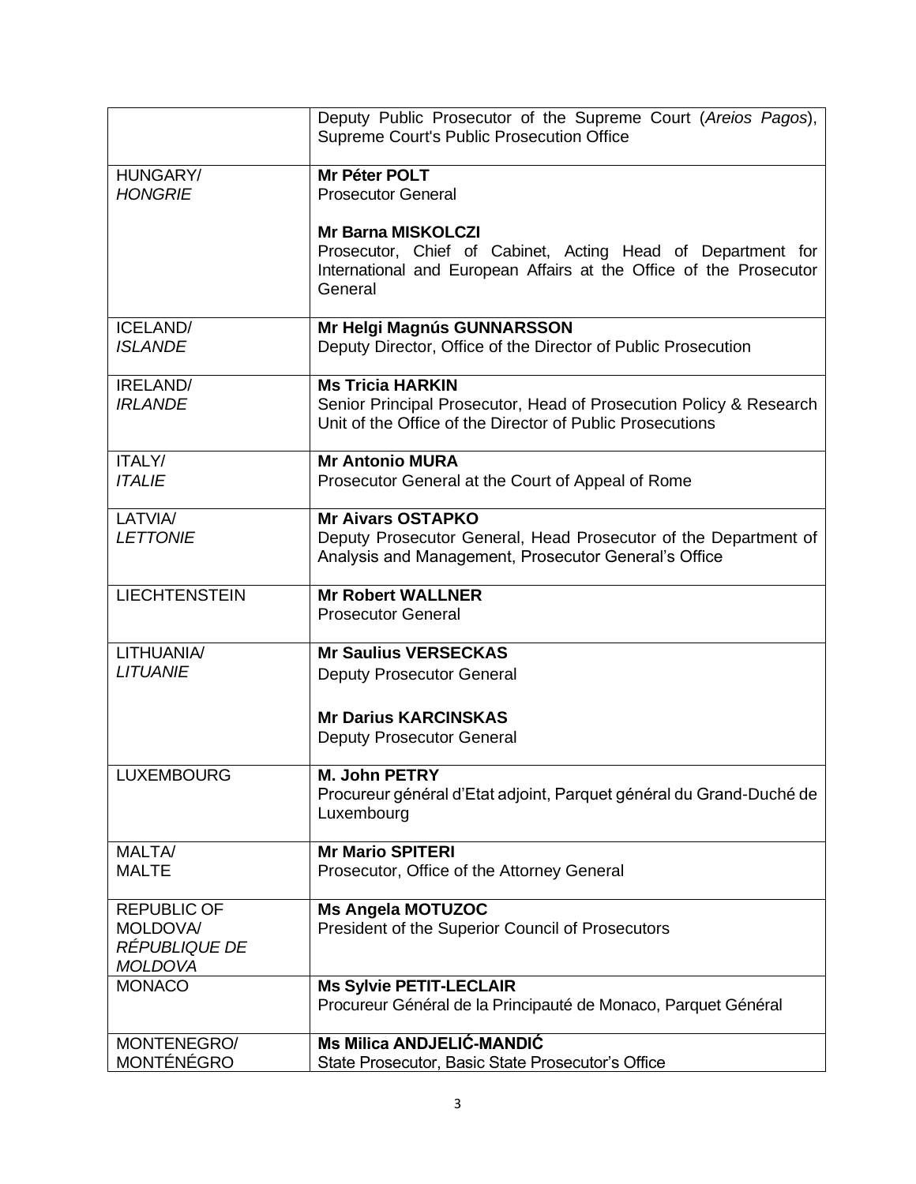| | |
|---|---|
| | Deputy Public Prosecutor of the Supreme Court (*Areios Pagos*), Supreme Court's Public Prosecution Office |
| HUNGARY/<br>*HONGRIE* | **Mr Péter POLT**<br>Prosecutor General<br><br>**Mr Barna MISKOLCZI**<br>Prosecutor, Chief of Cabinet, Acting Head of Department for International and European Affairs at the Office of the Prosecutor General |
| ICELAND/<br>*ISLANDE* | **Mr Helgi Magnús GUNNARSSON**<br>Deputy Director, Office of the Director of Public Prosecution |
| IRELAND/<br>*IRLANDE* | **Ms Tricia HARKIN**<br>Senior Principal Prosecutor, Head of Prosecution Policy & Research Unit of the Office of the Director of Public Prosecutions |
| ITALY/<br>*ITALIE* | **Mr Antonio MURA**<br>Prosecutor General at the Court of Appeal of Rome |
| LATVIA/<br>*LETTONIE* | **Mr Aivars OSTAPKO**<br>Deputy Prosecutor General, Head Prosecutor of the Department of Analysis and Management, Prosecutor General's Office |
| LIECHTENSTEIN | **Mr Robert WALLNER**<br>Prosecutor General |
| LITHUANIA/<br>*LITUANIE* | **Mr Saulius VERSECKAS**<br>Deputy Prosecutor General<br><br>**Mr Darius KARCINSKAS**<br>Deputy Prosecutor General |
| LUXEMBOURG | **M. John PETRY**<br>Procureur général d'Etat adjoint, Parquet général du Grand-Duché de Luxembourg |
| MALTA/<br>MALTE | **Mr Mario SPITERI**<br>Prosecutor, Office of the Attorney General |
| REPUBLIC OF MOLDOVA/<br>*RÉPUBLIQUE DE MOLDOVA* | **Ms Angela MOTUZOC**<br>President of the Superior Council of Prosecutors |
| MONACO | **Ms Sylvie PETIT-LECLAIR**<br>Procureur Général de la Principauté de Monaco, Parquet Général |
| MONTENEGRO/<br>MONTÉNÉGRO | **Ms Milica ANDJELIĆ-MANDIĆ**<br>State Prosecutor, Basic State Prosecutor's Office |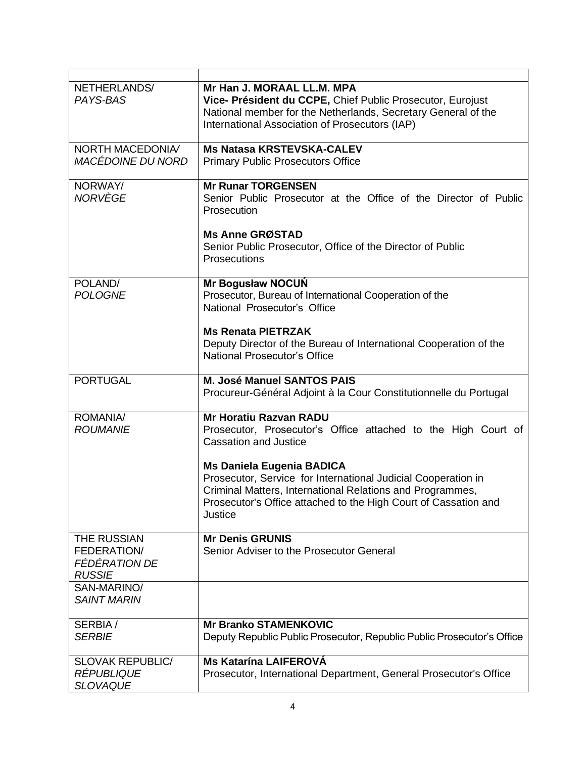| | |
|---|---|
| NETHERLANDS/ *PAYS-BAS* | **Mr Han J. MORAAL LL.M. MPA**<br>**Vice- Président du CCPE,** Chief Public Prosecutor, Eurojust National member for the Netherlands, Secretary General of the International Association of Prosecutors (IAP) |
| NORTH MACEDONIA/ *MACÉDOINE DU NORD* | **Ms Natasa KRSTEVSKA-CALEV**<br>Primary Public Prosecutors Office |
| NORWAY/ *NORVÈGE* | **Mr Runar TORGENSEN**<br>Senior Public Prosecutor at the Office of the Director of Public Prosecution<br><br>**Ms Anne GRØSTAD**<br>Senior Public Prosecutor, Office of the Director of Public Prosecutions |
| POLAND/ *POLOGNE* | **Mr Bogusław NOCUŃ**<br>Prosecutor, Bureau of International Cooperation of the National Prosecutor's Office<br><br>**Ms Renata PIETRZAK**<br>Deputy Director of the Bureau of International Cooperation of the National Prosecutor's Office |
| PORTUGAL | **M. José Manuel SANTOS PAIS**<br>Procureur-Général Adjoint à la Cour Constitutionnelle du Portugal |
| ROMANIA/ *ROUMANIE* | **Mr Horatiu Razvan RADU**<br>Prosecutor, Prosecutor's Office attached to the High Court of Cassation and Justice<br><br>**Ms Daniela Eugenia BADICA**<br>Prosecutor, Service for International Judicial Cooperation in Criminal Matters, International Relations and Programmes, Prosecutor's Office attached to the High Court of Cassation and Justice |
| THE RUSSIAN FEDERATION/ *FÉDÉRATION DE RUSSIE* | **Mr Denis GRUNIS**<br>Senior Adviser to the Prosecutor General |
| SAN-MARINO/ *SAINT MARIN* | |
| SERBIA / *SERBIE* | **Mr Branko STAMENKOVIC**<br>Deputy Republic Public Prosecutor, Republic Public Prosecutor's Office |
| SLOVAK REPUBLIC/ *RÉPUBLIQUE SLOVAQUE* | **Ms Katarína LAIFEROVÁ**<br>Prosecutor, International Department, General Prosecutor's Office |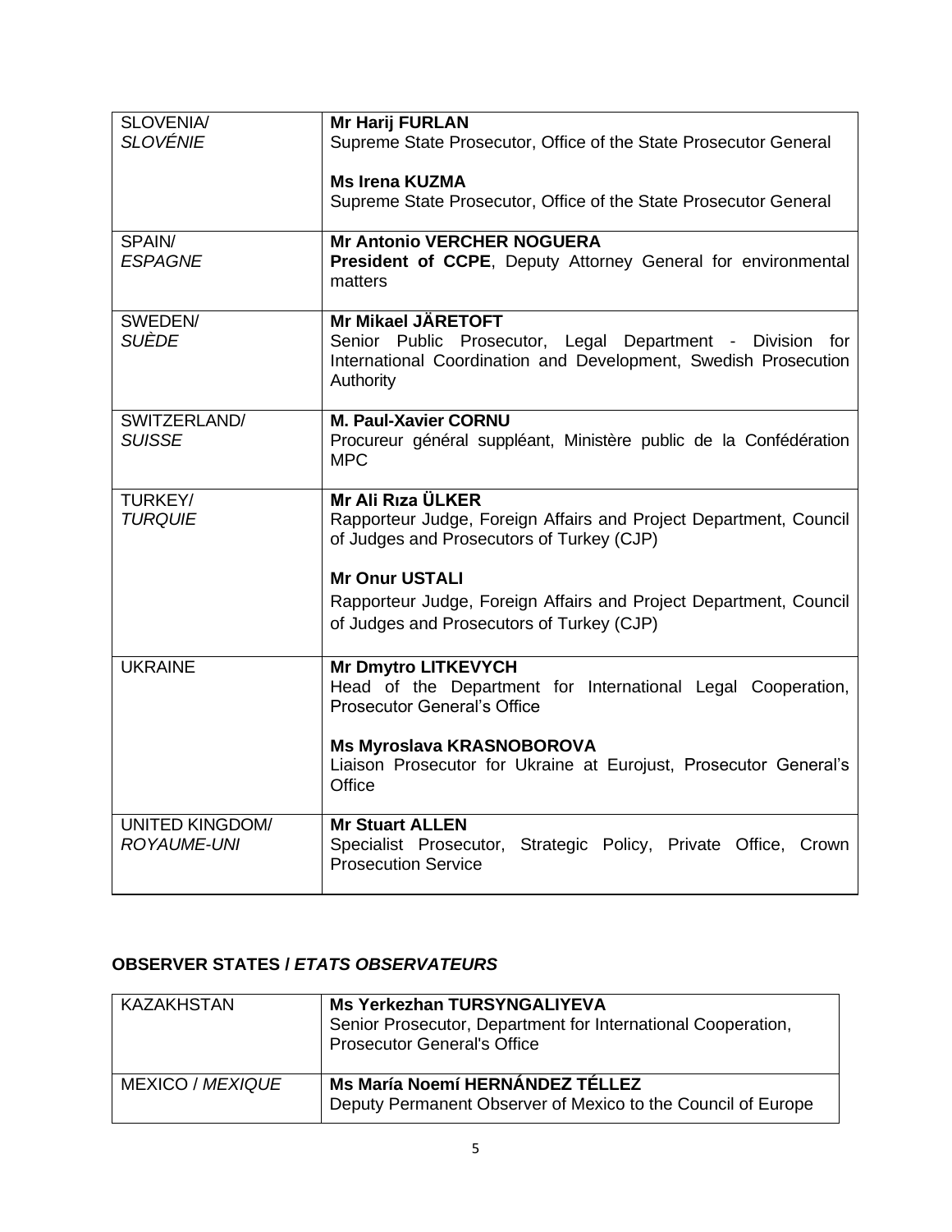| SLOVENIA/ *SLOVÉNIE* | **Mr Harij FURLAN**<br>Supreme State Prosecutor, Office of the State Prosecutor General<br><br>**Ms Irena KUZMA**<br>Supreme State Prosecutor, Office of the State Prosecutor General |
|---|---|
| SPAIN/ *ESPAGNE* | **Mr Antonio VERCHER NOGUERA**<br>**President of CCPE**, Deputy Attorney General for environmental matters |
| SWEDEN/ *SUÈDE* | **Mr Mikael JÄRETOFT**<br>Senior Public Prosecutor, Legal Department - Division for International Coordination and Development, Swedish Prosecution Authority |
| SWITZERLAND/ *SUISSE* | **M. Paul-Xavier CORNU**<br>Procureur général suppléant, Ministère public de la Confédération MPC |
| TURKEY/ *TURQUIE* | **Mr Ali Rıza ÜLKER**<br>Rapporteur Judge, Foreign Affairs and Project Department, Council of Judges and Prosecutors of Turkey (CJP)<br><br>**Mr Onur USTALI**<br>Rapporteur Judge, Foreign Affairs and Project Department, Council of Judges and Prosecutors of Turkey (CJP) |
| UKRAINE | **Mr Dmytro LITKEVYCH**<br>Head of the Department for International Legal Cooperation, Prosecutor General's Office<br><br>**Ms Myroslava KRASNOBOROVA**<br>Liaison Prosecutor for Ukraine at Eurojust, Prosecutor General's Office |
| UNITED KINGDOM/ *ROYAUME-UNI* | **Mr Stuart ALLEN**<br>Specialist Prosecutor, Strategic Policy, Private Office, Crown Prosecution Service |

**OBSERVER STATES /** ***ETATS OBSERVATEURS***

| KAZAKHSTAN | **Ms Yerkezhan TURSYNGALIYEVA**<br>Senior Prosecutor, Department for International Cooperation, Prosecutor General's Office |
|---|---|
| MEXICO / *MEXIQUE* | **Ms María Noemí HERNÁNDEZ TÉLLEZ**<br>Deputy Permanent Observer of Mexico to the Council of Europe |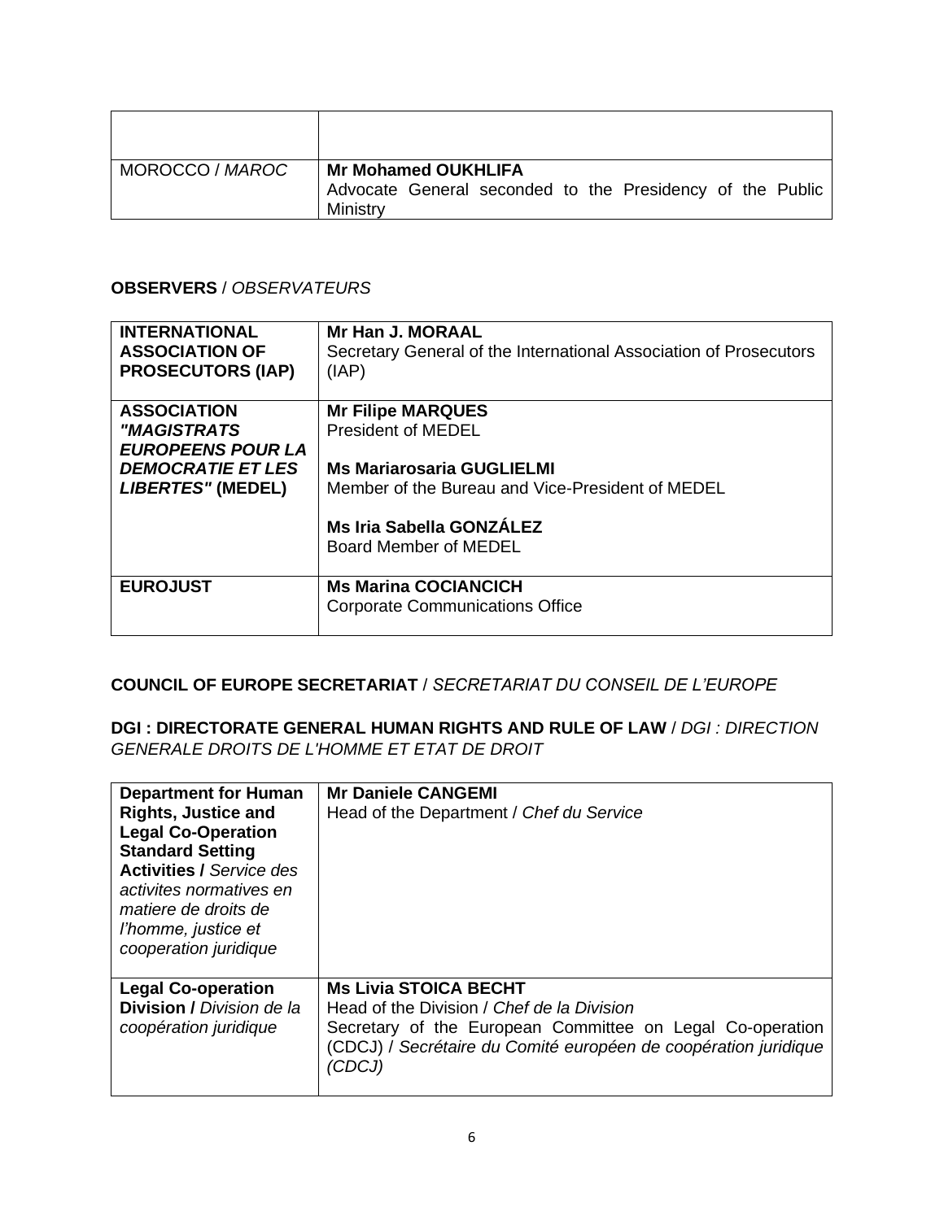| | |
|---|---|
| | |
| MOROCCO / *MAROC* | **Mr Mohamed OUKHLIFA**<br>Advocate General seconded to the Presidency of the Public Ministry |

**OBSERVERS** / *OBSERVATEURS*

| | |
|---|---|
| **INTERNATIONAL ASSOCIATION OF PROSECUTORS (IAP)** | **Mr Han J. MORAAL**<br>Secretary General of the International Association of Prosecutors (IAP) |
| **ASSOCIATION *"MAGISTRATS EUROPEENS POUR LA DEMOCRATIE ET LES LIBERTES"* (MEDEL)** | **Mr Filipe MARQUES**<br>President of MEDEL<br><br>**Ms Mariarosaria GUGLIELMI**<br>Member of the Bureau and Vice-President of MEDEL<br><br>**Ms Iria Sabella GONZÁLEZ**<br>Board Member of MEDEL |
| **EUROJUST** | **Ms Marina COCIANCICH**<br>Corporate Communications Office |

**COUNCIL OF EUROPE SECRETARIAT** / *SECRETARIAT DU CONSEIL DE L'EUROPE*

**DGI : DIRECTORATE GENERAL HUMAN RIGHTS AND RULE OF LAW** / *DGI : DIRECTION GENERALE DROITS DE L'HOMME ET ETAT DE DROIT*

| | |
|---|---|
| **Department for Human Rights, Justice and Legal Co-Operation Standard Setting Activities /** *Service des activites normatives en matiere de droits de l'homme, justice et cooperation juridique* | **Mr Daniele CANGEMI**<br>Head of the Department / *Chef du Service* |
| **Legal Co-operation Division /** *Division de la coopération juridique* | **Ms Livia STOICA BECHT**<br>Head of the Division / *Chef de la Division*<br>Secretary of the European Committee on Legal Co-operation (CDCJ) / *Secrétaire du Comité européen de coopération juridique (CDCJ)* |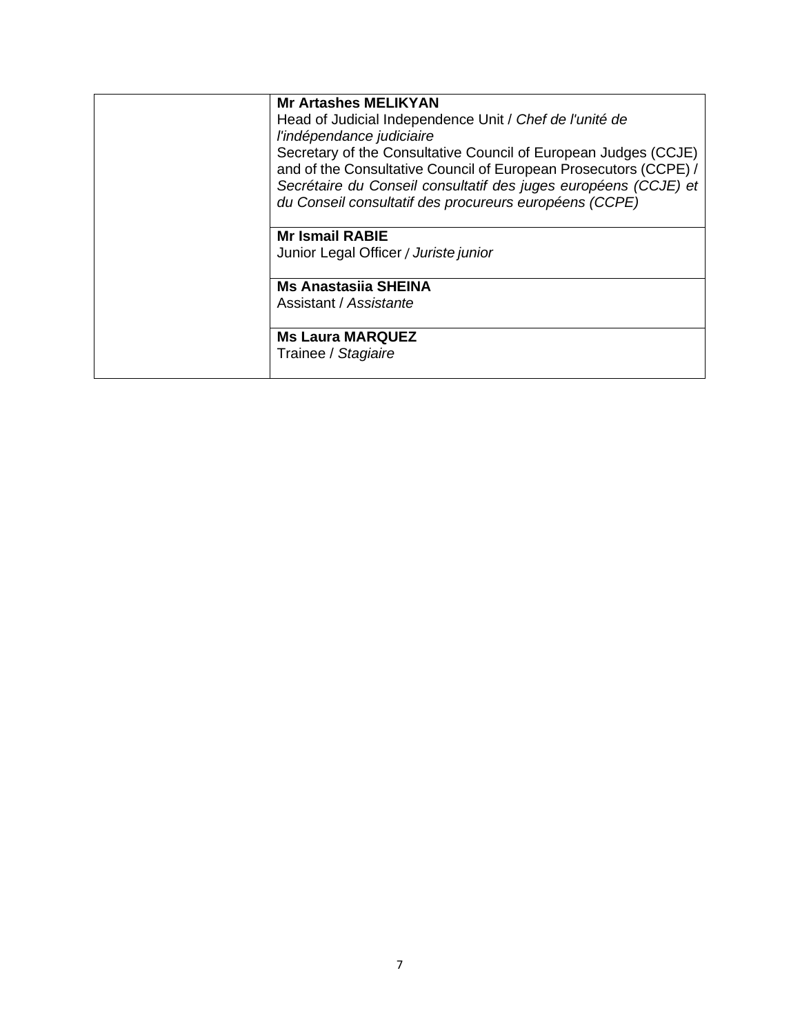| | |
|---|---|
| | **Mr Artashes MELIKYAN**<br>Head of Judicial Independence Unit / *Chef de l'unité de l'indépendance judiciaire*<br>Secretary of the Consultative Council of European Judges (CCJE) and of the Consultative Council of European Prosecutors (CCPE) / *Secrétaire du Conseil consultatif des juges européens (CCJE) et du Conseil consultatif des procureurs européens (CCPE)* |
| | **Mr Ismail RABIE**<br>Junior Legal Officer / *Juriste junior* |
| | **Ms Anastasiia SHEINA**<br>Assistant / *Assistante* |
| | **Ms Laura MARQUEZ**<br>Trainee / *Stagiaire* |